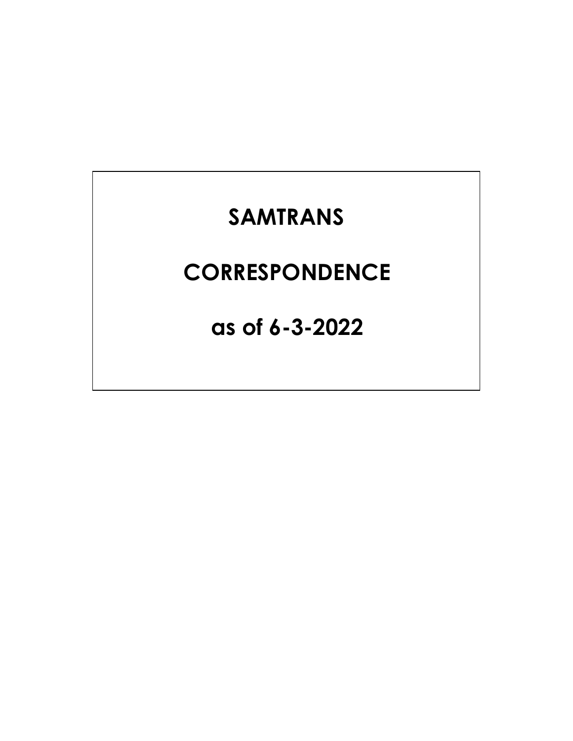# SAMTRANS

# CORRESPONDENCE

# as of 6-3-2022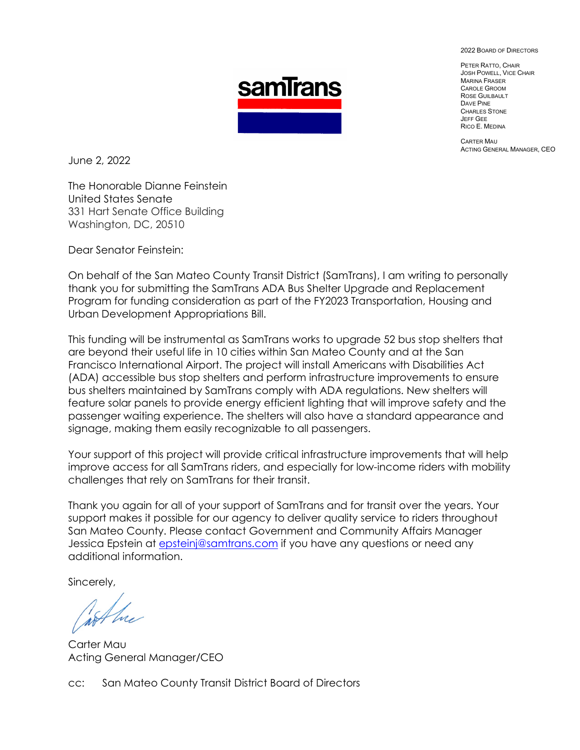samTrans

2022 Board of Directors

Peter Ratto, Chair
Josh Powell, Vice Chair
Marina Fraser
Carole Groom
Rose Guilbault
Dave Pine
Charles Stone
Jeff Gee
Rico E. Medina

Carter Mau
Acting General Manager, CEO

June 2, 2022

The Honorable Dianne Feinstein
United States Senate
331 Hart Senate Office Building
Washington, DC, 20510

Dear Senator Feinstein:

On behalf of the San Mateo County Transit District (SamTrans), I am writing to personally thank you for submitting the SamTrans ADA Bus Shelter Upgrade and Replacement Program for funding consideration as part of the FY2023 Transportation, Housing and Urban Development Appropriations Bill.

This funding will be instrumental as SamTrans works to upgrade 52 bus stop shelters that are beyond their useful life in 10 cities within San Mateo County and at the San Francisco International Airport. The project will install Americans with Disabilities Act (ADA) accessible bus stop shelters and perform infrastructure improvements to ensure bus shelters maintained by SamTrans comply with ADA regulations. New shelters will feature solar panels to provide energy efficient lighting that will improve safety and the passenger waiting experience. The shelters will also have a standard appearance and signage, making them easily recognizable to all passengers.

Your support of this project will provide critical infrastructure improvements that will help improve access for all SamTrans riders, and especially for low-income riders with mobility challenges that rely on SamTrans for their transit.

Thank you again for all of your support of SamTrans and for transit over the years. Your support makes it possible for our agency to deliver quality service to riders throughout San Mateo County. Please contact Government and Community Affairs Manager Jessica Epstein at epsteinj@samtrans.com if you have any questions or need any additional information.

Sincerely,

Carter Mau
Acting General Manager/CEO

cc: San Mateo County Transit District Board of Directors